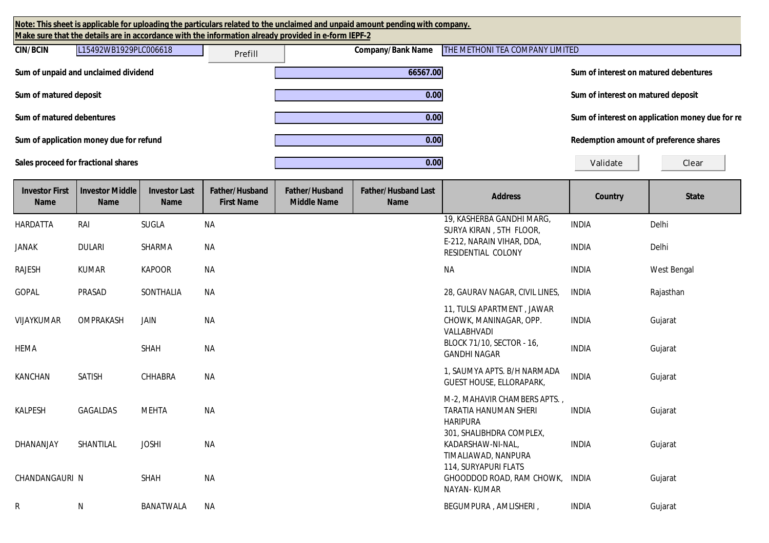**Note: This sheet is applicable for uploading the particulars related to the unclaimed and unpaid amount pending with company.**
**Make sure that the details are in accordance with the information already provided in e-form IEPF-2**

**CIN/BCIN** L15492WB1929PLC006618 Prefill **Company/Bank Name** THE METHONI TEA COMPANY LIMITED

| | | | |
|---|---|---|---|
| **Sum of unpaid and unclaimed dividend** | 66567.00 | **Sum of interest on matured debentures** | |
| **Sum of matured deposit** | 0.00 | **Sum of interest on matured deposit** | |
| **Sum of matured debentures** | 0.00 | **Sum of interest on application money due for re** | |
| **Sum of application money due for refund** | 0.00 | **Redemption amount of preference shares** | |
| **Sales proceed for fractional shares** | 0.00 | Validate | Clear |

| Investor First Name | Investor Middle Name | Investor Last Name | Father/Husband First Name | Father/Husband Middle Name | Father/Husband Last Name | Address | Country | State |
|---|---|---|---|---|---|---|---|---|
| HARDATTA | RAI | SUGLA | NA | | | 19, KASHERBA GANDHI MARG, SURYA KIRAN , 5TH FLOOR, | INDIA | Delhi |
| JANAK | DULARI | SHARMA | NA | | | E-212, NARAIN VIHAR, DDA, RESIDENTIAL COLONY | INDIA | Delhi |
| RAJESH | KUMAR | KAPOOR | NA | | | NA | INDIA | West Bengal |
| GOPAL | PRASAD | SONTHALIA | NA | | | 28, GAURAV NAGAR, CIVIL LINES, | INDIA | Rajasthan |
| VIJAYKUMAR | OMPRAKASH | JAIN | NA | | | 11, TULSI APARTMENT , JAWAR CHOWK, MANINAGAR, OPP. VALLABHVADI | INDIA | Gujarat |
| HEMA | | SHAH | NA | | | BLOCK 71/10, SECTOR - 16, GANDHI NAGAR | INDIA | Gujarat |
| KANCHAN | SATISH | CHHABRA | NA | | | 1, SAUMYA APTS. B/H NARMADA GUEST HOUSE, ELLORAPARK, | INDIA | Gujarat |
| KALPESH | GAGALDAS | MEHTA | NA | | | M-2, MAHAVIR CHAMBERS APTS. , TARATIA HANUMAN SHERI HARIPURA | INDIA | Gujarat |
| DHANANJAY | SHANTILAL | JOSHI | NA | | | 301, SHALIBHDRA COMPLEX, KADARSHAW-NI-NAL, TIMALIAWAD, NANPURA | INDIA | Gujarat |
| CHANDANGAURI | N | SHAH | NA | | | 114, SURYAPURI FLATS GHOODDOD ROAD, RAM CHOWK, NAYAN- KUMAR | INDIA | Gujarat |
| R | N | BANATWALA | NA | | | BEGUMPURA , AMLISHERI , | INDIA | Gujarat |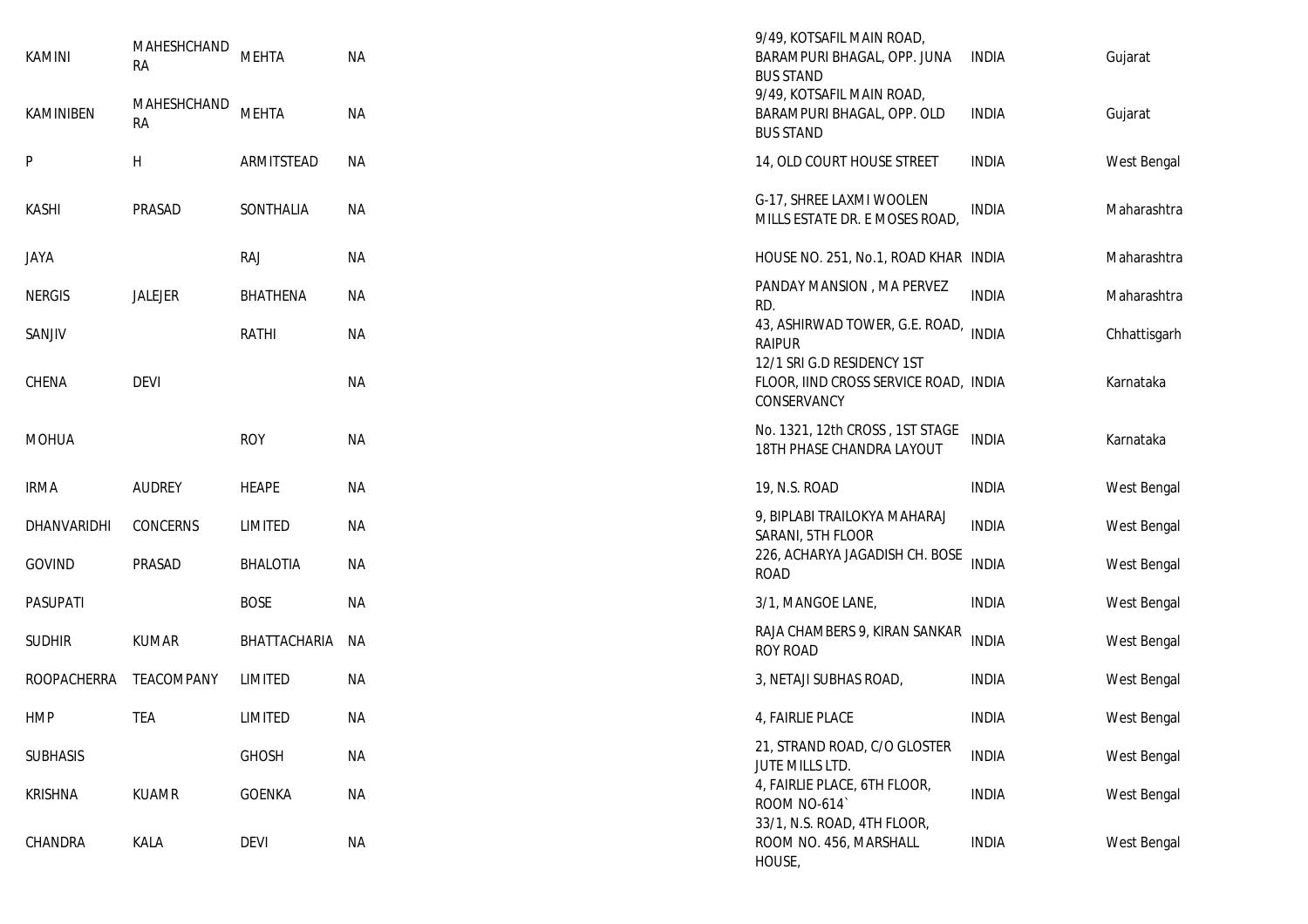| | | | | | | |
|---|---|---|---|---|---|---|
| KAMINI | MAHESHCHANDRA | MEHTA | NA | 9/49, KOTSAFIL MAIN ROAD, BARAMPURI BHAGAL, OPP. JUNA BUS STAND | INDIA | Gujarat |
| KAMINIBEN | MAHESHCHANDRA | MEHTA | NA | 9/49, KOTSAFIL MAIN ROAD, BARAMPURI BHAGAL, OPP. OLD BUS STAND | INDIA | Gujarat |
| P | H | ARMITSTEAD | NA | 14, OLD COURT HOUSE STREET | INDIA | West Bengal |
| KASHI | PRASAD | SONTHALIA | NA | G-17, SHREE LAXMI WOOLEN MILLS ESTATE DR. E MOSES ROAD, | INDIA | Maharashtra |
| JAYA | | RAJ | NA | HOUSE NO. 251, No.1, ROAD KHAR | INDIA | Maharashtra |
| NERGIS | JALEJER | BHATHENA | NA | PANDAY MANSION , M A PERVEZ RD. | INDIA | Maharashtra |
| SANJIV | | RATHI | NA | 43, ASHIRWAD TOWER, G.E. ROAD, RAIPUR | INDIA | Chhattisgarh |
| CHENA | DEVI | | NA | 12/1 SRI G.D RESIDENCY 1ST FLOOR, IIND CROSS SERVICE ROAD, CONSERVANCY | INDIA | Karnataka |
| MOHUA | | ROY | NA | No. 1321, 12th CROSS , 1ST STAGE 18TH PHASE CHANDRA LAYOUT | INDIA | Karnataka |
| IRMA | AUDREY | HEAPE | NA | 19, N.S. ROAD | INDIA | West Bengal |
| DHANVARIDHI | CONCERNS | LIMITED | NA | 9, BIPLABI TRAILOKYA MAHARAJ SARANI, 5TH FLOOR | INDIA | West Bengal |
| GOVIND | PRASAD | BHALOTIA | NA | 226, ACHARYA JAGADISH CH. BOSE ROAD | INDIA | West Bengal |
| PASUPATI | | BOSE | NA | 3/1, MANGOE LANE, | INDIA | West Bengal |
| SUDHIR | KUMAR | BHATTACHARIA | NA | RAJA CHAMBERS 9, KIRAN SANKAR ROY ROAD | INDIA | West Bengal |
| ROOPACHERRA | TEACOMPANY | LIMITED | NA | 3, NETAJI SUBHAS ROAD, | INDIA | West Bengal |
| HMP | TEA | LIMITED | NA | 4, FAIRLIE PLACE | INDIA | West Bengal |
| SUBHASIS | | GHOSH | NA | 21, STRAND ROAD, C/O GLOSTER JUTE MILLS LTD. | INDIA | West Bengal |
| KRISHNA | KUAMR | GOENKA | NA | 4, FAIRLIE PLACE, 6TH FLOOR, ROOM NO-614` | INDIA | West Bengal |
| CHANDRA | KALA | DEVI | NA | 33/1, N.S. ROAD, 4TH FLOOR, ROOM NO. 456, MARSHALL HOUSE, | INDIA | West Bengal |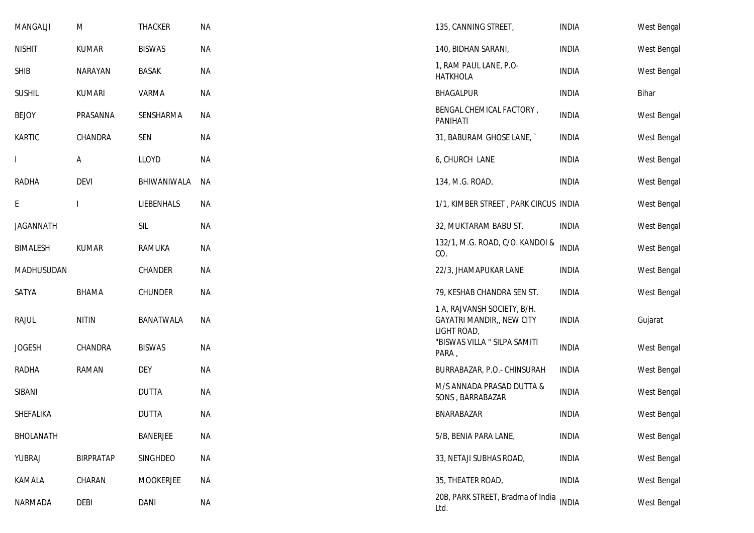| | | | | | | |
|---|---|---|---|---|---|---|
| MANGALJI | M | THACKER | NA | 135, CANNING STREET, | INDIA | West Bengal |
| NISHIT | KUMAR | BISWAS | NA | 140, BIDHAN SARANI, | INDIA | West Bengal |
| SHIB | NARAYAN | BASAK | NA | 1, RAM PAUL LANE, P.O-HATKHOLA | INDIA | West Bengal |
| SUSHIL | KUMARI | VARMA | NA | BHAGALPUR | INDIA | Bihar |
| BEJOY | PRASANNA | SENSHARMA | NA | BENGAL CHEMICAL FACTORY , PANIHATI | INDIA | West Bengal |
| KARTIC | CHANDRA | SEN | NA | 31, BABURAM GHOSE LANE, ` | INDIA | West Bengal |
| I | A | LLOYD | NA | 6, CHURCH LANE | INDIA | West Bengal |
| RADHA | DEVI | BHIWANIWALA | NA | 134, M.G. ROAD, | INDIA | West Bengal |
| E | I | LIEBENHALS | NA | 1/1, KIMBER STREET , PARK CIRCUS | INDIA | West Bengal |
| JAGANNATH | | SIL | NA | 32, MUKTARAM BABU ST. | INDIA | West Bengal |
| BIMALESH | KUMAR | RAMUKA | NA | 132/1, M.G. ROAD, C/O. KANDOI & CO. | INDIA | West Bengal |
| MADHUSUDAN | | CHANDER | NA | 22/3, JHAMAPUKAR LANE | INDIA | West Bengal |
| SATYA | BHAMA | CHUNDER | NA | 79, KESHAB CHANDRA SEN ST. | INDIA | West Bengal |
| RAJUL | NITIN | BANATWALA | NA | 1 A, RAJVANSH SOCIETY, B/H. GAYATRI MANDIR,, NEW CITY LIGHT ROAD, | INDIA | Gujarat |
| JOGESH | CHANDRA | BISWAS | NA | "BISWAS VILLA " SILPA SAMITI PARA , | INDIA | West Bengal |
| RADHA | RAMAN | DEY | NA | BURRABAZAR, P.O.- CHINSURAH | INDIA | West Bengal |
| SIBANI | | DUTTA | NA | M/S ANNADA PRASAD DUTTA & SONS , BARRABAZAR | INDIA | West Bengal |
| SHEFALIKA | | DUTTA | NA | BNARABAZAR | INDIA | West Bengal |
| BHOLANATH | | BANERJEE | NA | 5/B, BENIA PARA LANE, | INDIA | West Bengal |
| YUBRAJ | BIRPRATAP | SINGHDEO | NA | 33, NETAJI SUBHAS ROAD, | INDIA | West Bengal |
| KAMALA | CHARAN | MOOKERJEE | NA | 35, THEATER ROAD, | INDIA | West Bengal |
| NARMADA | DEBI | DANI | NA | 20B, PARK STREET, Bradma of India Ltd. | INDIA | West Bengal |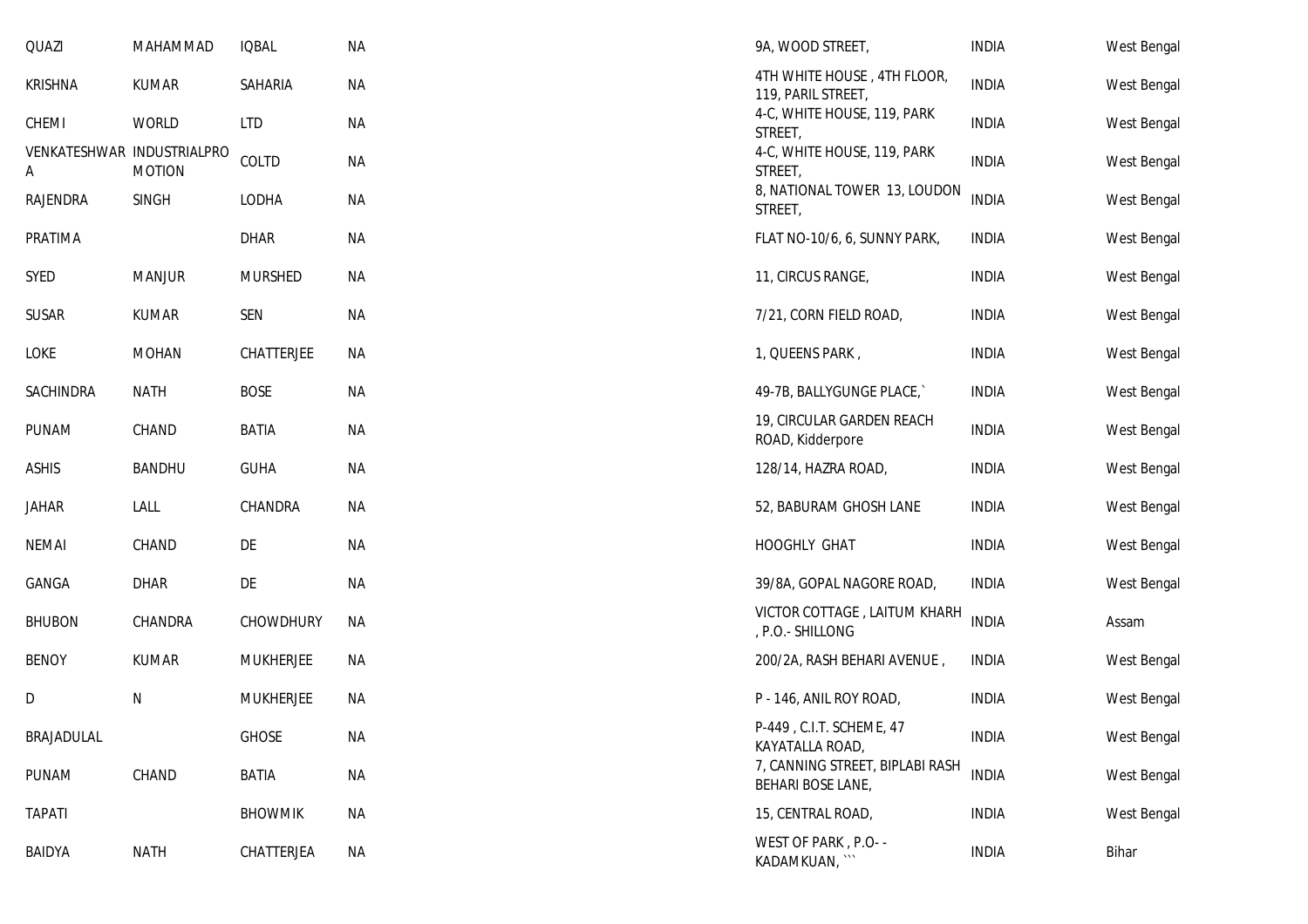| | | | | | | |
|---|---|---|---|---|---|---|
| QUAZI | MAHAMMAD | IQBAL | NA | 9A, WOOD STREET, | INDIA | West Bengal |
| KRISHNA | KUMAR | SAHARIA | NA | 4TH WHITE HOUSE , 4TH FLOOR, 119, PARIL STREET, | INDIA | West Bengal |
| CHEMI | WORLD | LTD | NA | 4-C, WHITE HOUSE, 119, PARK STREET, | INDIA | West Bengal |
| VENKATESHWARA | INDUSTRIALPROMOTION | COLTD | NA | 4-C, WHITE HOUSE, 119, PARK STREET, | INDIA | West Bengal |
| RAJENDRA | SINGH | LODHA | NA | 8, NATIONAL TOWER 13, LOUDON STREET, | INDIA | West Bengal |
| PRATIMA | | DHAR | NA | FLAT NO-10/6, 6, SUNNY PARK, | INDIA | West Bengal |
| SYED | MANJUR | MURSHED | NA | 11, CIRCUS RANGE, | INDIA | West Bengal |
| SUSAR | KUMAR | SEN | NA | 7/21, CORN FIELD ROAD, | INDIA | West Bengal |
| LOKE | MOHAN | CHATTERJEE | NA | 1, QUEENS PARK , | INDIA | West Bengal |
| SACHINDRA | NATH | BOSE | NA | 49-7B, BALLYGUNGE PLACE,` | INDIA | West Bengal |
| PUNAM | CHAND | BATIA | NA | 19, CIRCULAR GARDEN REACH ROAD, Kidderpore | INDIA | West Bengal |
| ASHIS | BANDHU | GUHA | NA | 128/14, HAZRA ROAD, | INDIA | West Bengal |
| JAHAR | LALL | CHANDRA | NA | 52, BABURAM GHOSH LANE | INDIA | West Bengal |
| NEMAI | CHAND | DE | NA | HOOGHLY GHAT | INDIA | West Bengal |
| GANGA | DHAR | DE | NA | 39/8A, GOPAL NAGORE ROAD, | INDIA | West Bengal |
| BHUBON | CHANDRA | CHOWDHURY | NA | VICTOR COTTAGE , LAITUM KHARH , P.O.- SHILLONG | INDIA | Assam |
| BENOY | KUMAR | MUKHERJEE | NA | 200/2A, RASH BEHARI AVENUE , | INDIA | West Bengal |
| D | N | MUKHERJEE | NA | P - 146, ANIL ROY ROAD, | INDIA | West Bengal |
| BRAJADULAL | | GHOSE | NA | P-449 , C.I.T. SCHEME, 47 KAYATALLA ROAD, | INDIA | West Bengal |
| PUNAM | CHAND | BATIA | NA | 7, CANNING STREET, BIPLABI RASH BEHARI BOSE LANE, | INDIA | West Bengal |
| TAPATI | | BHOWMIK | NA | 15, CENTRAL ROAD, | INDIA | West Bengal |
| BAIDYA | NATH | CHATTERJEA | NA | WEST OF PARK , P.O- - KADAMKUAN, ``` | INDIA | Bihar |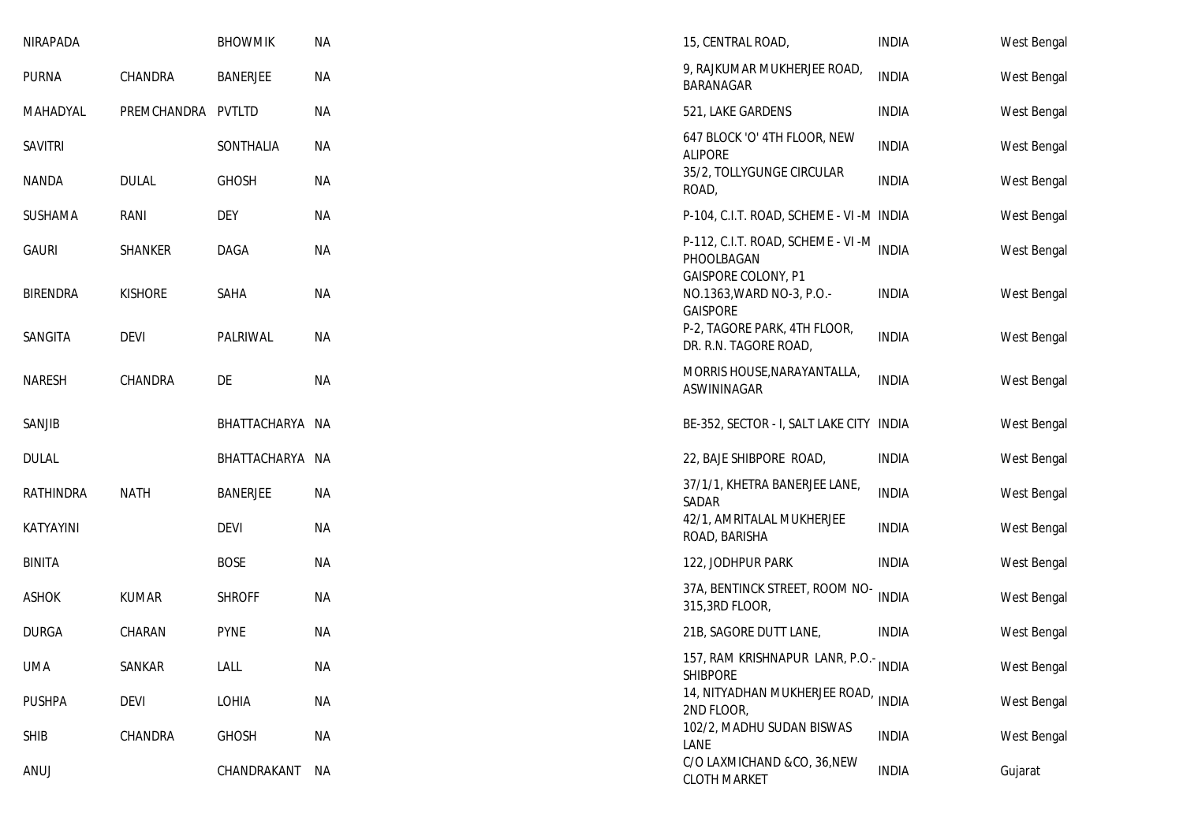| | | | | | | |
|---|---|---|---|---|---|---|
| NIRAPADA | | BHOWMIK | NA | 15, CENTRAL ROAD, | INDIA | West Bengal |
| PURNA | CHANDRA | BANERJEE | NA | 9, RAJKUMAR MUKHERJEE ROAD, BARANAGAR | INDIA | West Bengal |
| MAHADYAL | PREMCHANDRA | PVTLTD | NA | 521, LAKE GARDENS | INDIA | West Bengal |
| SAVITRI | | SONTHALIA | NA | 647 BLOCK 'O' 4TH FLOOR, NEW ALIPORE | INDIA | West Bengal |
| NANDA | DULAL | GHOSH | NA | 35/2, TOLLYGUNGE CIRCULAR ROAD, | INDIA | West Bengal |
| SUSHAMA | RANI | DEY | NA | P-104, C.I.T. ROAD, SCHEME - VI -M | INDIA | West Bengal |
| GAURI | SHANKER | DAGA | NA | P-112, C.I.T. ROAD, SCHEME - VI -M PHOOLBAGAN | INDIA | West Bengal |
| BIRENDRA | KISHORE | SAHA | NA | GAISPORE COLONY, P1 NO.1363,WARD NO-3, P.O.-GAISPORE | INDIA | West Bengal |
| SANGITA | DEVI | PALRIWAL | NA | P-2, TAGORE PARK, 4TH FLOOR, DR. R.N. TAGORE ROAD, | INDIA | West Bengal |
| NARESH | CHANDRA | DE | NA | MORRIS HOUSE,NARAYANTALLA, ASWININAGAR | INDIA | West Bengal |
| SANJIB | | BHATTACHARYA | NA | BE-352, SECTOR - I, SALT LAKE CITY | INDIA | West Bengal |
| DULAL | | BHATTACHARYA | NA | 22, BAJE SHIBPORE ROAD, | INDIA | West Bengal |
| RATHINDRA | NATH | BANERJEE | NA | 37/1/1, KHETRA BANERJEE LANE, SADAR | INDIA | West Bengal |
| KATYAYINI | | DEVI | NA | 42/1, AMRITALAL MUKHERJEE ROAD, BARISHA | INDIA | West Bengal |
| BINITA | | BOSE | NA | 122, JODHPUR PARK | INDIA | West Bengal |
| ASHOK | KUMAR | SHROFF | NA | 37A, BENTINCK STREET, ROOM NO-315,3RD FLOOR, | INDIA | West Bengal |
| DURGA | CHARAN | PYNE | NA | 21B, SAGORE DUTT LANE, | INDIA | West Bengal |
| UMA | SANKAR | LALL | NA | 157, RAM KRISHNAPUR LANR, P.O.-SHIBPORE | INDIA | West Bengal |
| PUSHPA | DEVI | LOHIA | NA | 14, NITYADHAN MUKHERJEE ROAD, 2ND FLOOR, | INDIA | West Bengal |
| SHIB | CHANDRA | GHOSH | NA | 102/2, MADHU SUDAN BISWAS LANE | INDIA | West Bengal |
| ANUJ | | CHANDRAKANT | NA | C/O LAXMICHAND &CO, 36,NEW CLOTH MARKET | INDIA | Gujarat |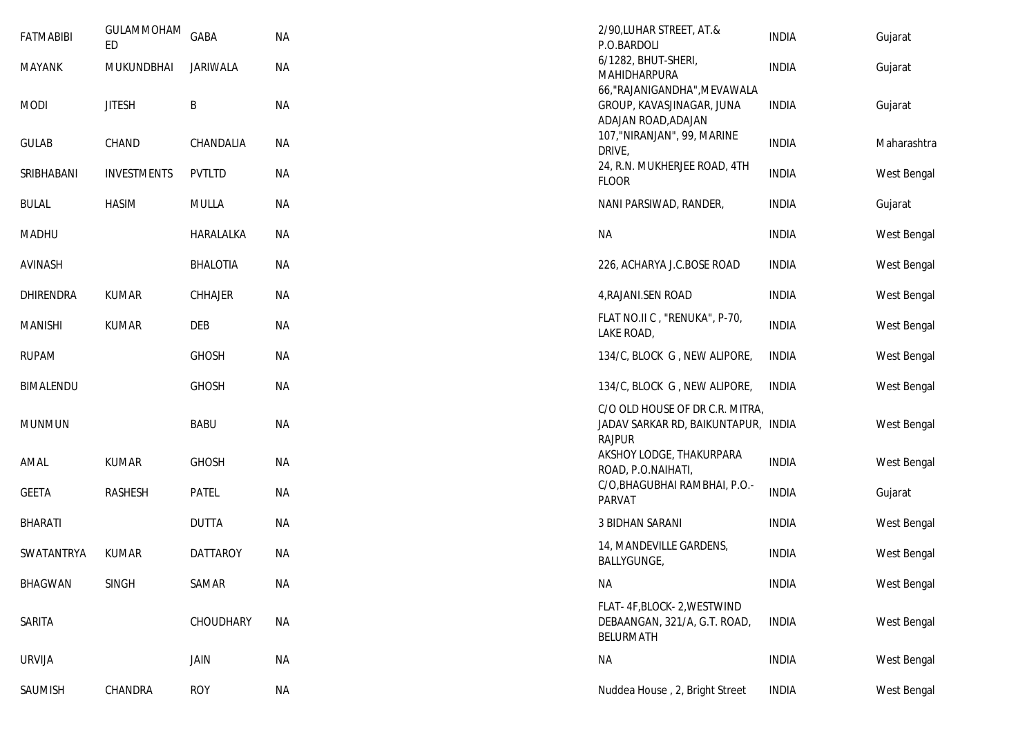| | | | | | | |
|---|---|---|---|---|---|---|
| FATMABIBI | GULAMMOHAMED | GABA | NA | 2/90,LUHAR STREET, AT.& P.O.BARDOLI | INDIA | Gujarat |
| MAYANK | MUKUNDBHAI | JARIWALA | NA | 6/1282, BHUT-SHERI, MAHIDHARPURA | INDIA | Gujarat |
| MODI | JITESH | B | NA | 66,"RAJANIGANDHA",MEVAWALA GROUP, KAVASJINAGAR, JUNA ADAJAN ROAD,ADAJAN | INDIA | Gujarat |
| GULAB | CHAND | CHANDALIA | NA | 107,"NIRANJAN", 99, MARINE DRIVE, | INDIA | Maharashtra |
| SRIBHABANI | INVESTMENTS | PVTLTD | NA | 24, R.N. MUKHERJEE ROAD, 4TH FLOOR | INDIA | West Bengal |
| BULAL | HASIM | MULLA | NA | NANI PARSIWAD, RANDER, | INDIA | Gujarat |
| MADHU | | HARALALKA | NA | NA | INDIA | West Bengal |
| AVINASH | | BHALOTIA | NA | 226, ACHARYA J.C.BOSE ROAD | INDIA | West Bengal |
| DHIRENDRA | KUMAR | CHHAJER | NA | 4,RAJANI.SEN ROAD | INDIA | West Bengal |
| MANISHI | KUMAR | DEB | NA | FLAT NO.II C , "RENUKA", P-70, LAKE ROAD, | INDIA | West Bengal |
| RUPAM | | GHOSH | NA | 134/C, BLOCK G , NEW ALIPORE, | INDIA | West Bengal |
| BIMALENDU | | GHOSH | NA | 134/C, BLOCK G , NEW ALIPORE, | INDIA | West Bengal |
| MUNMUN | | BABU | NA | C/O OLD HOUSE OF DR C.R. MITRA, JADAV SARKAR RD, BAIKUNTAPUR, RAJPUR | INDIA | West Bengal |
| AMAL | KUMAR | GHOSH | NA | AKSHOY LODGE, THAKURPARA ROAD, P.O.NAIHATI, | INDIA | West Bengal |
| GEETA | RASHESH | PATEL | NA | C/O,BHAGUBHAI RAMBHAI, P.O.-PARVAT | INDIA | Gujarat |
| BHARATI | | DUTTA | NA | 3 BIDHAN SARANI | INDIA | West Bengal |
| SWATANTRYA | KUMAR | DATTAROY | NA | 14, MANDEVILLE GARDENS, BALLYGUNGE, | INDIA | West Bengal |
| BHAGWAN | SINGH | SAMAR | NA | NA | INDIA | West Bengal |
| SARITA | | CHOUDHARY | NA | FLAT- 4F,BLOCK- 2,WESTWIND DEBAANGAN, 321/A, G.T. ROAD, BELURMATH | INDIA | West Bengal |
| URVIJA | | JAIN | NA | NA | INDIA | West Bengal |
| SAUMISH | CHANDRA | ROY | NA | Nuddea House , 2, Bright Street | INDIA | West Bengal |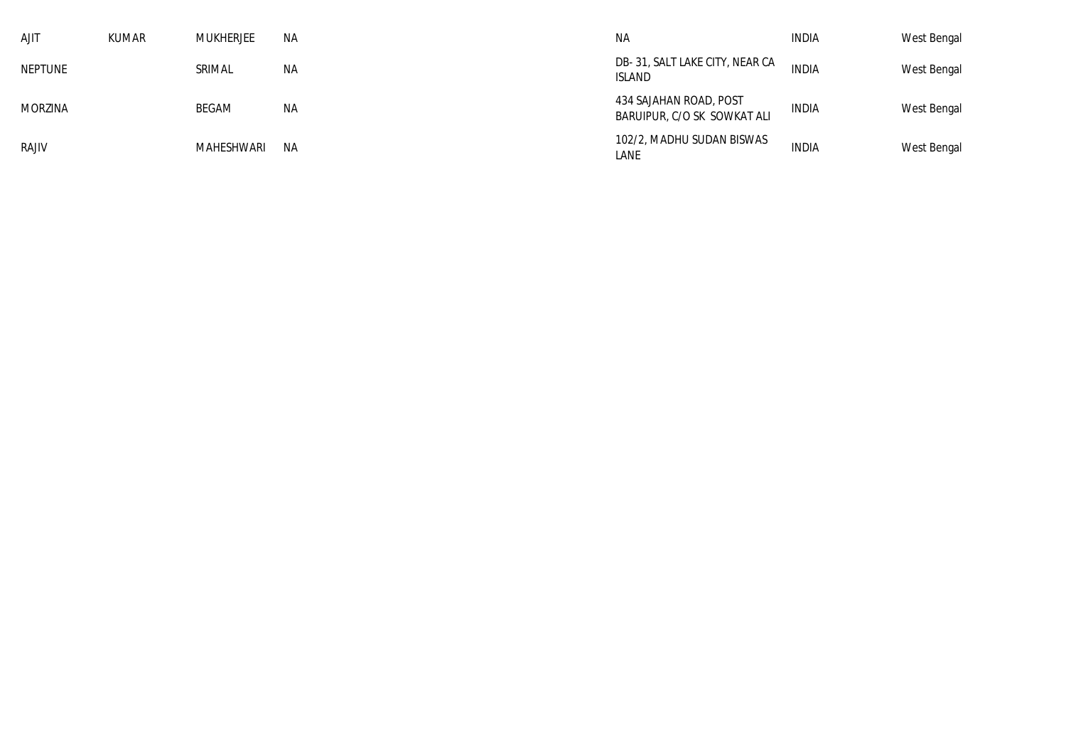| | | | | | | | |
|---|---|---|---|---|---|---|---|
| AJIT | KUMAR | MUKHERJEE | NA | | NA | INDIA | West Bengal |
| NEPTUNE | | SRIMAL | NA | | DB- 31, SALT LAKE CITY, NEAR CA ISLAND | INDIA | West Bengal |
| MORZINA | | BEGAM | NA | | 434 SAJAHAN ROAD, POST BARUIPUR, C/O SK SOWKAT ALI | INDIA | West Bengal |
| RAJIV | | MAHESHWARI | NA | | 102/2, MADHU SUDAN BISWAS LANE | INDIA | West Bengal |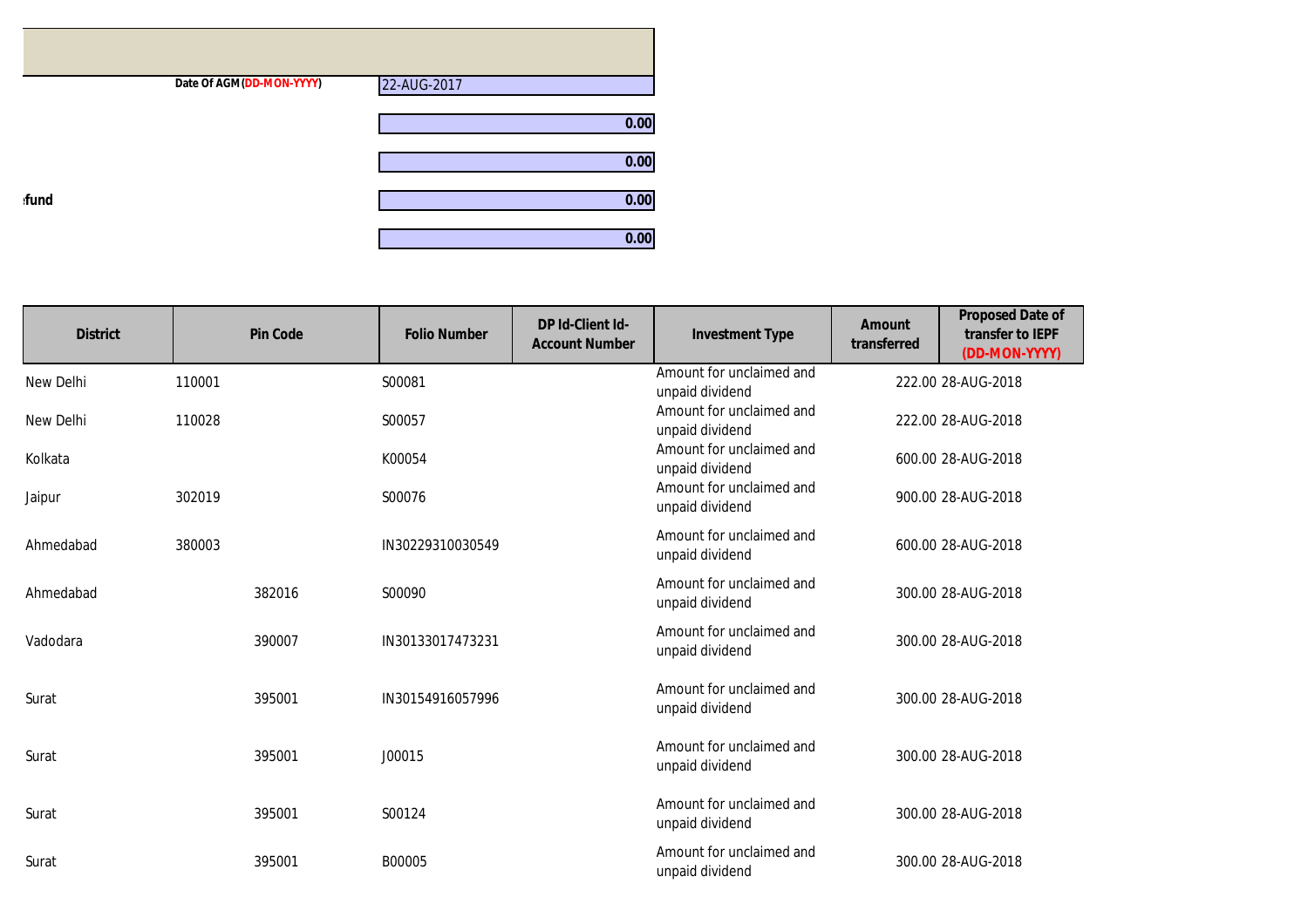| | Date Of AGM (DD-MON-YYYY) | 22-AUG-2017 |
|---|---|---|
| | | 0.00 |
| | | 0.00 |
| fund | | 0.00 |
| | | 0.00 |

| District | Pin Code | Folio Number | DP Id-Client Id-Account Number | Investment Type | Amount transferred | Proposed Date of transfer to IEPF (DD-MON-YYYY) |
|---|---|---|---|---|---|---|
| New Delhi | 110001 | S00081 | | Amount for unclaimed and unpaid dividend | 222.00 | 28-AUG-2018 |
| New Delhi | 110028 | S00057 | | Amount for unclaimed and unpaid dividend | 222.00 | 28-AUG-2018 |
| Kolkata | | K00054 | | Amount for unclaimed and unpaid dividend | 600.00 | 28-AUG-2018 |
| Jaipur | 302019 | S00076 | | Amount for unclaimed and unpaid dividend | 900.00 | 28-AUG-2018 |
| Ahmedabad | 380003 | IN30229310030549 | | Amount for unclaimed and unpaid dividend | 600.00 | 28-AUG-2018 |
| Ahmedabad | 382016 | S00090 | | Amount for unclaimed and unpaid dividend | 300.00 | 28-AUG-2018 |
| Vadodara | 390007 | IN30133017473231 | | Amount for unclaimed and unpaid dividend | 300.00 | 28-AUG-2018 |
| Surat | 395001 | IN30154916057996 | | Amount for unclaimed and unpaid dividend | 300.00 | 28-AUG-2018 |
| Surat | 395001 | J00015 | | Amount for unclaimed and unpaid dividend | 300.00 | 28-AUG-2018 |
| Surat | 395001 | S00124 | | Amount for unclaimed and unpaid dividend | 300.00 | 28-AUG-2018 |
| Surat | 395001 | B00005 | | Amount for unclaimed and unpaid dividend | 300.00 | 28-AUG-2018 |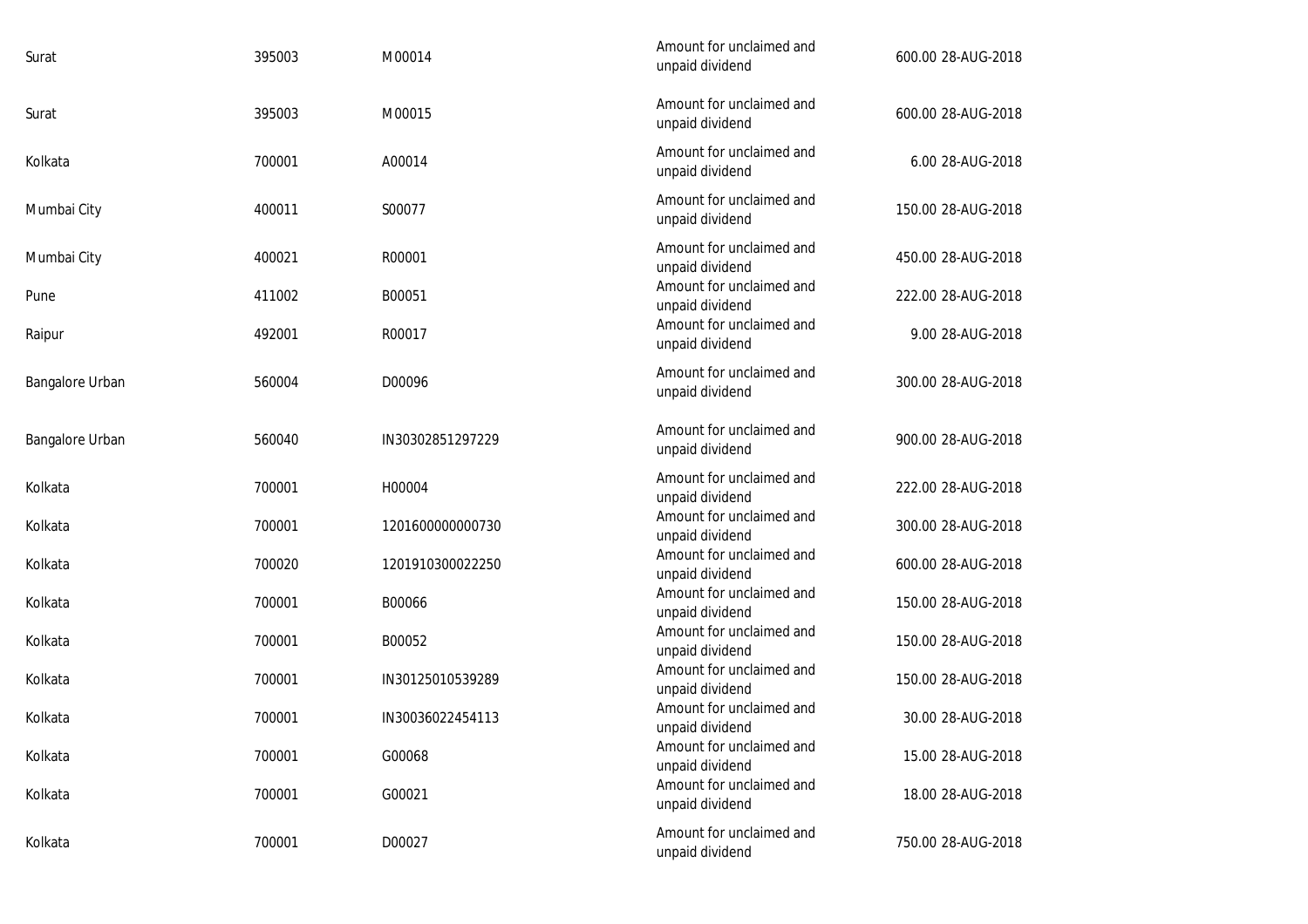| | | | | |
|---|---|---|---|---|
| Surat | 395003 | M00014 | Amount for unclaimed and unpaid dividend | 600.00 28-AUG-2018 |
| Surat | 395003 | M00015 | Amount for unclaimed and unpaid dividend | 600.00 28-AUG-2018 |
| Kolkata | 700001 | A00014 | Amount for unclaimed and unpaid dividend | 6.00 28-AUG-2018 |
| Mumbai City | 400011 | S00077 | Amount for unclaimed and unpaid dividend | 150.00 28-AUG-2018 |
| Mumbai City | 400021 | R00001 | Amount for unclaimed and unpaid dividend | 450.00 28-AUG-2018 |
| Pune | 411002 | B00051 | Amount for unclaimed and unpaid dividend | 222.00 28-AUG-2018 |
| Raipur | 492001 | R00017 | Amount for unclaimed and unpaid dividend | 9.00 28-AUG-2018 |
| Bangalore Urban | 560004 | D00096 | Amount for unclaimed and unpaid dividend | 300.00 28-AUG-2018 |
| Bangalore Urban | 560040 | IN30302851297229 | Amount for unclaimed and unpaid dividend | 900.00 28-AUG-2018 |
| Kolkata | 700001 | H00004 | Amount for unclaimed and unpaid dividend | 222.00 28-AUG-2018 |
| Kolkata | 700001 | 1201600000000730 | Amount for unclaimed and unpaid dividend | 300.00 28-AUG-2018 |
| Kolkata | 700020 | 1201910300022250 | Amount for unclaimed and unpaid dividend | 600.00 28-AUG-2018 |
| Kolkata | 700001 | B00066 | Amount for unclaimed and unpaid dividend | 150.00 28-AUG-2018 |
| Kolkata | 700001 | B00052 | Amount for unclaimed and unpaid dividend | 150.00 28-AUG-2018 |
| Kolkata | 700001 | IN30125010539289 | Amount for unclaimed and unpaid dividend | 150.00 28-AUG-2018 |
| Kolkata | 700001 | IN30036022454113 | Amount for unclaimed and unpaid dividend | 30.00 28-AUG-2018 |
| Kolkata | 700001 | G00068 | Amount for unclaimed and unpaid dividend | 15.00 28-AUG-2018 |
| Kolkata | 700001 | G00021 | Amount for unclaimed and unpaid dividend | 18.00 28-AUG-2018 |
| Kolkata | 700001 | D00027 | Amount for unclaimed and unpaid dividend | 750.00 28-AUG-2018 |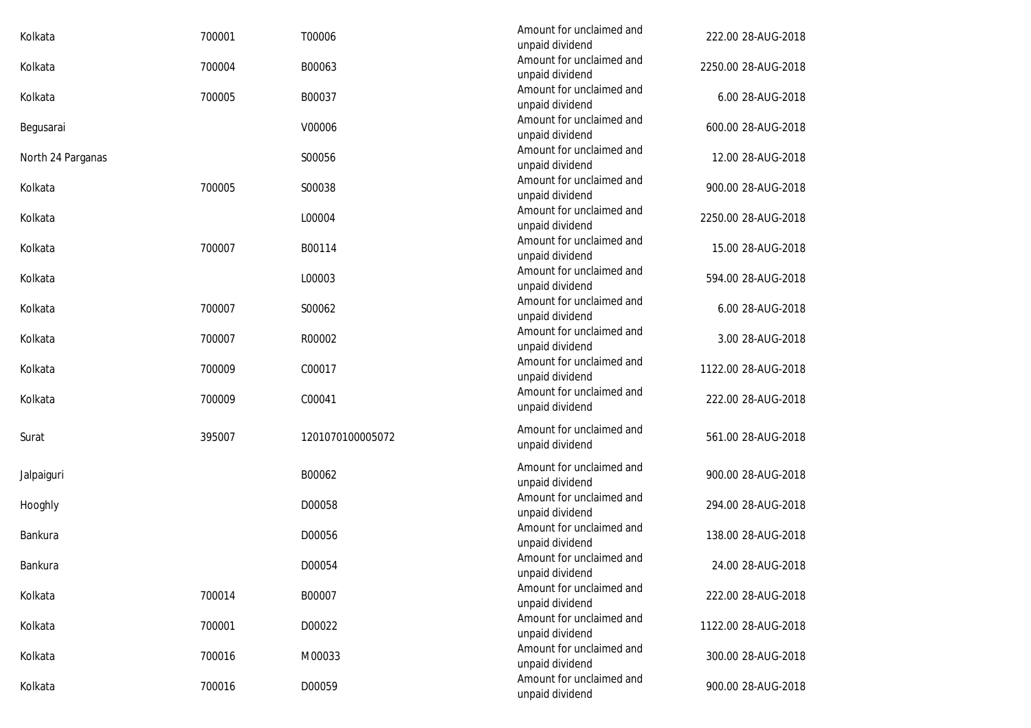| | | | | | |
|---|---|---|---|---|---|
| Kolkata | 700001 | T00006 | Amount for unclaimed and unpaid dividend | 222.00 | 28-AUG-2018 |
| Kolkata | 700004 | B00063 | Amount for unclaimed and unpaid dividend | 2250.00 | 28-AUG-2018 |
| Kolkata | 700005 | B00037 | Amount for unclaimed and unpaid dividend | 6.00 | 28-AUG-2018 |
| Begusarai | | V00006 | Amount for unclaimed and unpaid dividend | 600.00 | 28-AUG-2018 |
| North 24 Parganas | | S00056 | Amount for unclaimed and unpaid dividend | 12.00 | 28-AUG-2018 |
| Kolkata | 700005 | S00038 | Amount for unclaimed and unpaid dividend | 900.00 | 28-AUG-2018 |
| Kolkata | | L00004 | Amount for unclaimed and unpaid dividend | 2250.00 | 28-AUG-2018 |
| Kolkata | 700007 | B00114 | Amount for unclaimed and unpaid dividend | 15.00 | 28-AUG-2018 |
| Kolkata | | L00003 | Amount for unclaimed and unpaid dividend | 594.00 | 28-AUG-2018 |
| Kolkata | 700007 | S00062 | Amount for unclaimed and unpaid dividend | 6.00 | 28-AUG-2018 |
| Kolkata | 700007 | R00002 | Amount for unclaimed and unpaid dividend | 3.00 | 28-AUG-2018 |
| Kolkata | 700009 | C00017 | Amount for unclaimed and unpaid dividend | 1122.00 | 28-AUG-2018 |
| Kolkata | 700009 | C00041 | Amount for unclaimed and unpaid dividend | 222.00 | 28-AUG-2018 |
| Surat | 395007 | 1201070100005072 | Amount for unclaimed and unpaid dividend | 561.00 | 28-AUG-2018 |
| Jalpaiguri | | B00062 | Amount for unclaimed and unpaid dividend | 900.00 | 28-AUG-2018 |
| Hooghly | | D00058 | Amount for unclaimed and unpaid dividend | 294.00 | 28-AUG-2018 |
| Bankura | | D00056 | Amount for unclaimed and unpaid dividend | 138.00 | 28-AUG-2018 |
| Bankura | | D00054 | Amount for unclaimed and unpaid dividend | 24.00 | 28-AUG-2018 |
| Kolkata | 700014 | B00007 | Amount for unclaimed and unpaid dividend | 222.00 | 28-AUG-2018 |
| Kolkata | 700001 | D00022 | Amount for unclaimed and unpaid dividend | 1122.00 | 28-AUG-2018 |
| Kolkata | 700016 | M00033 | Amount for unclaimed and unpaid dividend | 300.00 | 28-AUG-2018 |
| Kolkata | 700016 | D00059 | Amount for unclaimed and unpaid dividend | 900.00 | 28-AUG-2018 |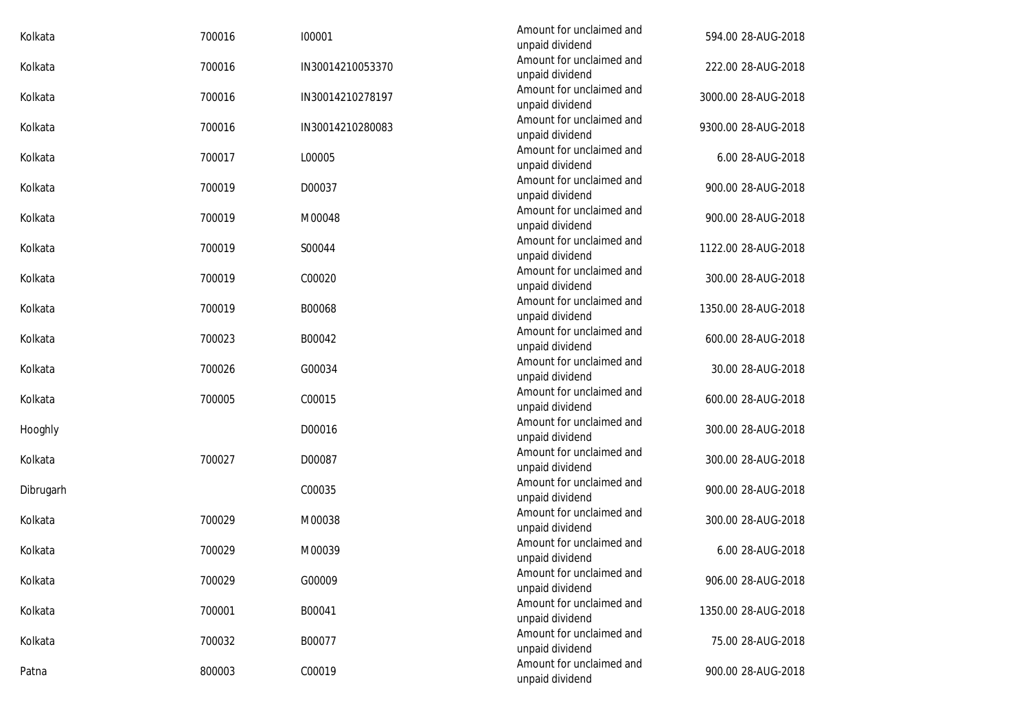| | | | | | |
|---|---|---|---|---|---|
| Kolkata | 700016 | I00001 | Amount for unclaimed and unpaid dividend | 594.00 | 28-AUG-2018 |
| Kolkata | 700016 | IN30014210053370 | Amount for unclaimed and unpaid dividend | 222.00 | 28-AUG-2018 |
| Kolkata | 700016 | IN30014210278197 | Amount for unclaimed and unpaid dividend | 3000.00 | 28-AUG-2018 |
| Kolkata | 700016 | IN30014210280083 | Amount for unclaimed and unpaid dividend | 9300.00 | 28-AUG-2018 |
| Kolkata | 700017 | L00005 | Amount for unclaimed and unpaid dividend | 6.00 | 28-AUG-2018 |
| Kolkata | 700019 | D00037 | Amount for unclaimed and unpaid dividend | 900.00 | 28-AUG-2018 |
| Kolkata | 700019 | M00048 | Amount for unclaimed and unpaid dividend | 900.00 | 28-AUG-2018 |
| Kolkata | 700019 | S00044 | Amount for unclaimed and unpaid dividend | 1122.00 | 28-AUG-2018 |
| Kolkata | 700019 | C00020 | Amount for unclaimed and unpaid dividend | 300.00 | 28-AUG-2018 |
| Kolkata | 700019 | B00068 | Amount for unclaimed and unpaid dividend | 1350.00 | 28-AUG-2018 |
| Kolkata | 700023 | B00042 | Amount for unclaimed and unpaid dividend | 600.00 | 28-AUG-2018 |
| Kolkata | 700026 | G00034 | Amount for unclaimed and unpaid dividend | 30.00 | 28-AUG-2018 |
| Kolkata | 700005 | C00015 | Amount for unclaimed and unpaid dividend | 600.00 | 28-AUG-2018 |
| Hooghly | | D00016 | Amount for unclaimed and unpaid dividend | 300.00 | 28-AUG-2018 |
| Kolkata | 700027 | D00087 | Amount for unclaimed and unpaid dividend | 300.00 | 28-AUG-2018 |
| Dibrugarh | | C00035 | Amount for unclaimed and unpaid dividend | 900.00 | 28-AUG-2018 |
| Kolkata | 700029 | M00038 | Amount for unclaimed and unpaid dividend | 300.00 | 28-AUG-2018 |
| Kolkata | 700029 | M00039 | Amount for unclaimed and unpaid dividend | 6.00 | 28-AUG-2018 |
| Kolkata | 700029 | G00009 | Amount for unclaimed and unpaid dividend | 906.00 | 28-AUG-2018 |
| Kolkata | 700001 | B00041 | Amount for unclaimed and unpaid dividend | 1350.00 | 28-AUG-2018 |
| Kolkata | 700032 | B00077 | Amount for unclaimed and unpaid dividend | 75.00 | 28-AUG-2018 |
| Patna | 800003 | C00019 | Amount for unclaimed and unpaid dividend | 900.00 | 28-AUG-2018 |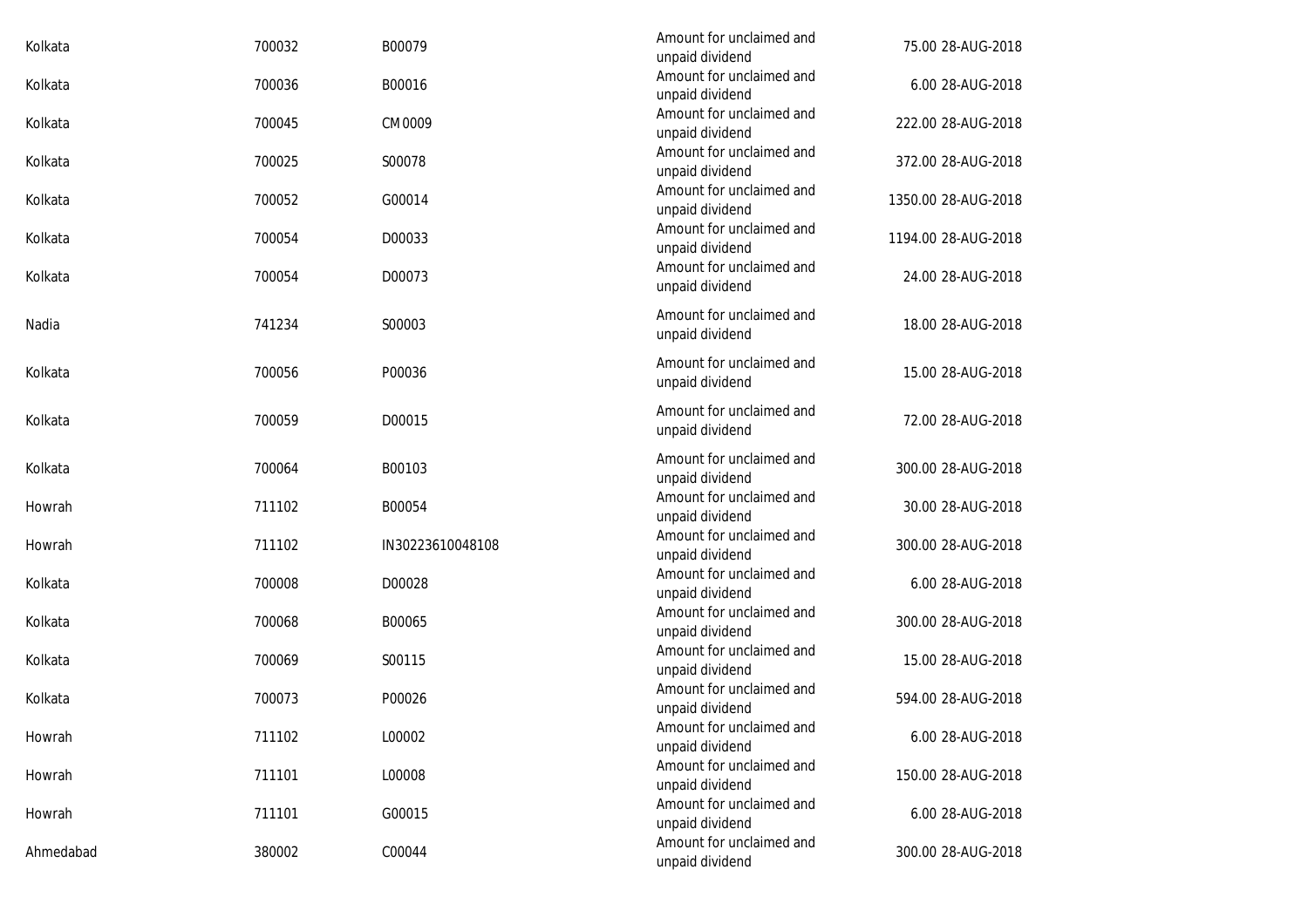| | | | | | |
|---|---|---|---|---|---|
| Kolkata | 700032 | B00079 | Amount for unclaimed and unpaid dividend | 75.00 | 28-AUG-2018 |
| Kolkata | 700036 | B00016 | Amount for unclaimed and unpaid dividend | 6.00 | 28-AUG-2018 |
| Kolkata | 700045 | CM0009 | Amount for unclaimed and unpaid dividend | 222.00 | 28-AUG-2018 |
| Kolkata | 700025 | S00078 | Amount for unclaimed and unpaid dividend | 372.00 | 28-AUG-2018 |
| Kolkata | 700052 | G00014 | Amount for unclaimed and unpaid dividend | 1350.00 | 28-AUG-2018 |
| Kolkata | 700054 | D00033 | Amount for unclaimed and unpaid dividend | 1194.00 | 28-AUG-2018 |
| Kolkata | 700054 | D00073 | Amount for unclaimed and unpaid dividend | 24.00 | 28-AUG-2018 |
| Nadia | 741234 | S00003 | Amount for unclaimed and unpaid dividend | 18.00 | 28-AUG-2018 |
| Kolkata | 700056 | P00036 | Amount for unclaimed and unpaid dividend | 15.00 | 28-AUG-2018 |
| Kolkata | 700059 | D00015 | Amount for unclaimed and unpaid dividend | 72.00 | 28-AUG-2018 |
| Kolkata | 700064 | B00103 | Amount for unclaimed and unpaid dividend | 300.00 | 28-AUG-2018 |
| Howrah | 711102 | B00054 | Amount for unclaimed and unpaid dividend | 30.00 | 28-AUG-2018 |
| Howrah | 711102 | IN30223610048108 | Amount for unclaimed and unpaid dividend | 300.00 | 28-AUG-2018 |
| Kolkata | 700008 | D00028 | Amount for unclaimed and unpaid dividend | 6.00 | 28-AUG-2018 |
| Kolkata | 700068 | B00065 | Amount for unclaimed and unpaid dividend | 300.00 | 28-AUG-2018 |
| Kolkata | 700069 | S00115 | Amount for unclaimed and unpaid dividend | 15.00 | 28-AUG-2018 |
| Kolkata | 700073 | P00026 | Amount for unclaimed and unpaid dividend | 594.00 | 28-AUG-2018 |
| Howrah | 711102 | L00002 | Amount for unclaimed and unpaid dividend | 6.00 | 28-AUG-2018 |
| Howrah | 711101 | L00008 | Amount for unclaimed and unpaid dividend | 150.00 | 28-AUG-2018 |
| Howrah | 711101 | G00015 | Amount for unclaimed and unpaid dividend | 6.00 | 28-AUG-2018 |
| Ahmedabad | 380002 | C00044 | Amount for unclaimed and unpaid dividend | 300.00 | 28-AUG-2018 |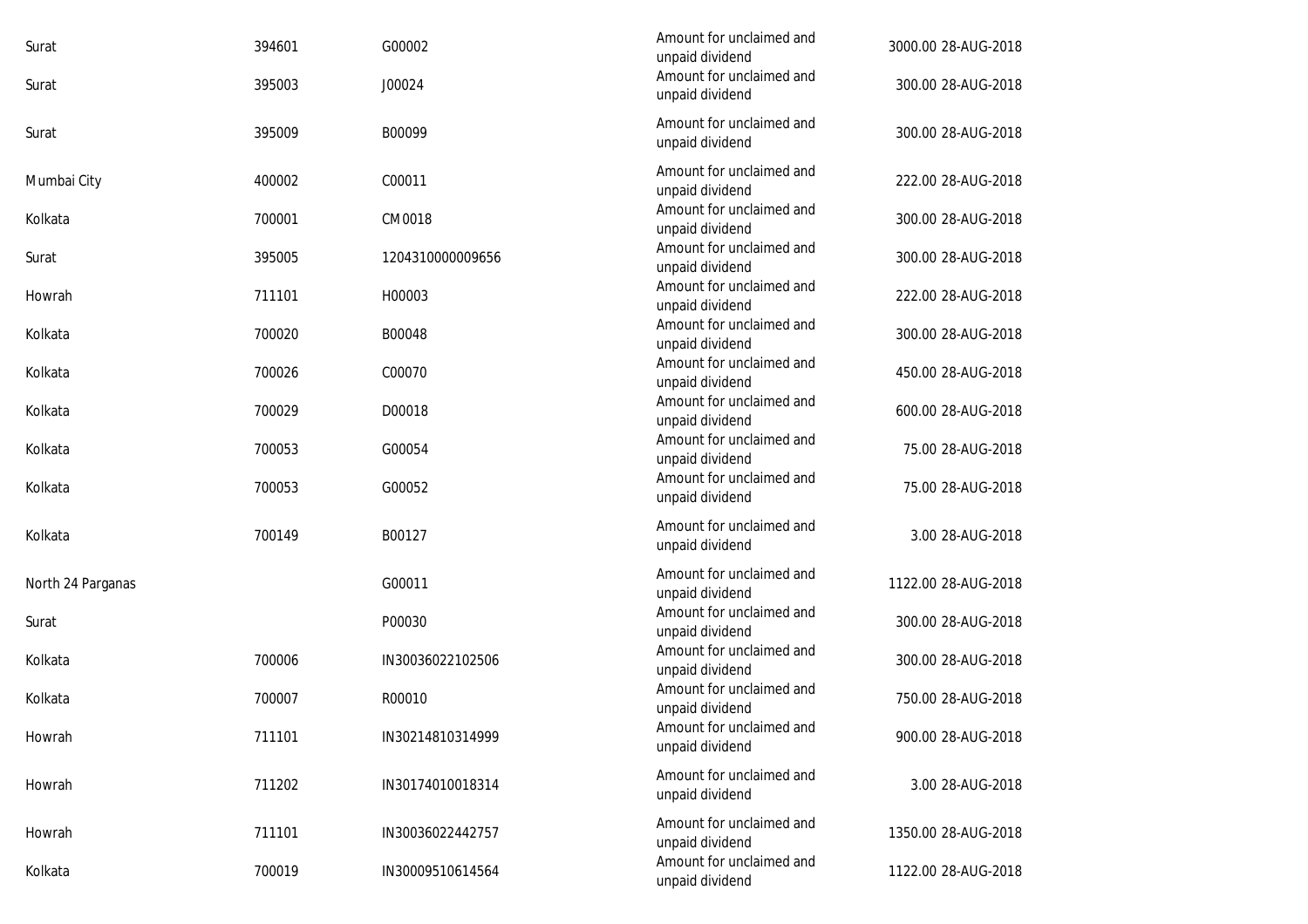| | | | | | |
|---|---|---|---|---|---|
| Surat | 394601 | G00002 | Amount for unclaimed and unpaid dividend | 3000.00 | 28-AUG-2018 |
| Surat | 395003 | J00024 | Amount for unclaimed and unpaid dividend | 300.00 | 28-AUG-2018 |
| Surat | 395009 | B00099 | Amount for unclaimed and unpaid dividend | 300.00 | 28-AUG-2018 |
| Mumbai City | 400002 | C00011 | Amount for unclaimed and unpaid dividend | 222.00 | 28-AUG-2018 |
| Kolkata | 700001 | CM0018 | Amount for unclaimed and unpaid dividend | 300.00 | 28-AUG-2018 |
| Surat | 395005 | 1204310000009656 | Amount for unclaimed and unpaid dividend | 300.00 | 28-AUG-2018 |
| Howrah | 711101 | H00003 | Amount for unclaimed and unpaid dividend | 222.00 | 28-AUG-2018 |
| Kolkata | 700020 | B00048 | Amount for unclaimed and unpaid dividend | 300.00 | 28-AUG-2018 |
| Kolkata | 700026 | C00070 | Amount for unclaimed and unpaid dividend | 450.00 | 28-AUG-2018 |
| Kolkata | 700029 | D00018 | Amount for unclaimed and unpaid dividend | 600.00 | 28-AUG-2018 |
| Kolkata | 700053 | G00054 | Amount for unclaimed and unpaid dividend | 75.00 | 28-AUG-2018 |
| Kolkata | 700053 | G00052 | Amount for unclaimed and unpaid dividend | 75.00 | 28-AUG-2018 |
| Kolkata | 700149 | B00127 | Amount for unclaimed and unpaid dividend | 3.00 | 28-AUG-2018 |
| North 24 Parganas | | G00011 | Amount for unclaimed and unpaid dividend | 1122.00 | 28-AUG-2018 |
| Surat | | P00030 | Amount for unclaimed and unpaid dividend | 300.00 | 28-AUG-2018 |
| Kolkata | 700006 | IN30036022102506 | Amount for unclaimed and unpaid dividend | 300.00 | 28-AUG-2018 |
| Kolkata | 700007 | R00010 | Amount for unclaimed and unpaid dividend | 750.00 | 28-AUG-2018 |
| Howrah | 711101 | IN30214810314999 | Amount for unclaimed and unpaid dividend | 900.00 | 28-AUG-2018 |
| Howrah | 711202 | IN30174010018314 | Amount for unclaimed and unpaid dividend | 3.00 | 28-AUG-2018 |
| Howrah | 711101 | IN30036022442757 | Amount for unclaimed and unpaid dividend | 1350.00 | 28-AUG-2018 |
| Kolkata | 700019 | IN30009510614564 | Amount for unclaimed and unpaid dividend | 1122.00 | 28-AUG-2018 |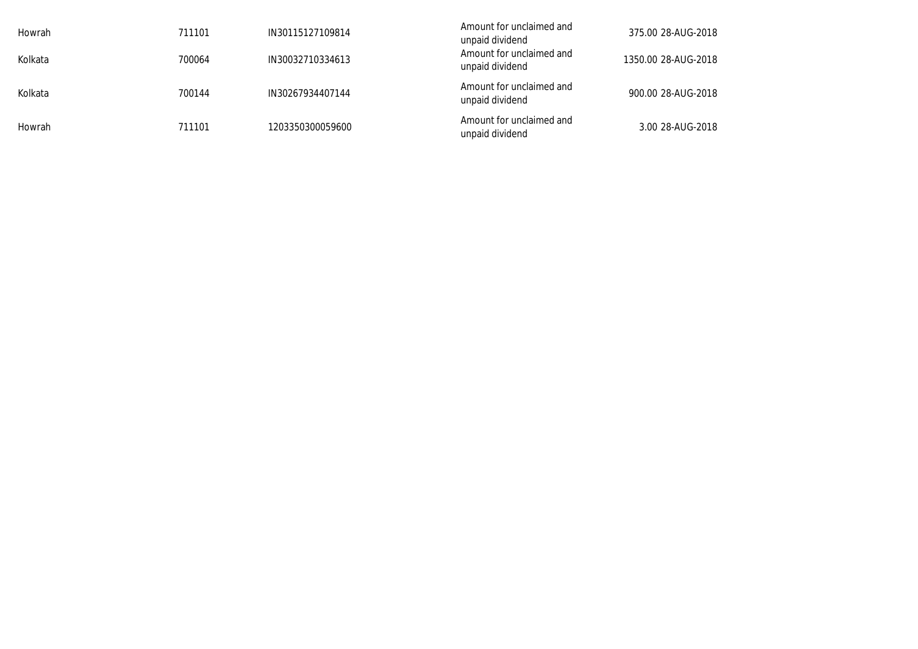| | | | | | |
|---|---|---|---|---|---|
| Howrah | 711101 | IN30115127109814 | Amount for unclaimed and unpaid dividend | 375.00 | 28-AUG-2018 |
| Kolkata | 700064 | IN30032710334613 | Amount for unclaimed and unpaid dividend | 1350.00 | 28-AUG-2018 |
| Kolkata | 700144 | IN30267934407144 | Amount for unclaimed and unpaid dividend | 900.00 | 28-AUG-2018 |
| Howrah | 711101 | 1203350300059600 | Amount for unclaimed and unpaid dividend | 3.00 | 28-AUG-2018 |